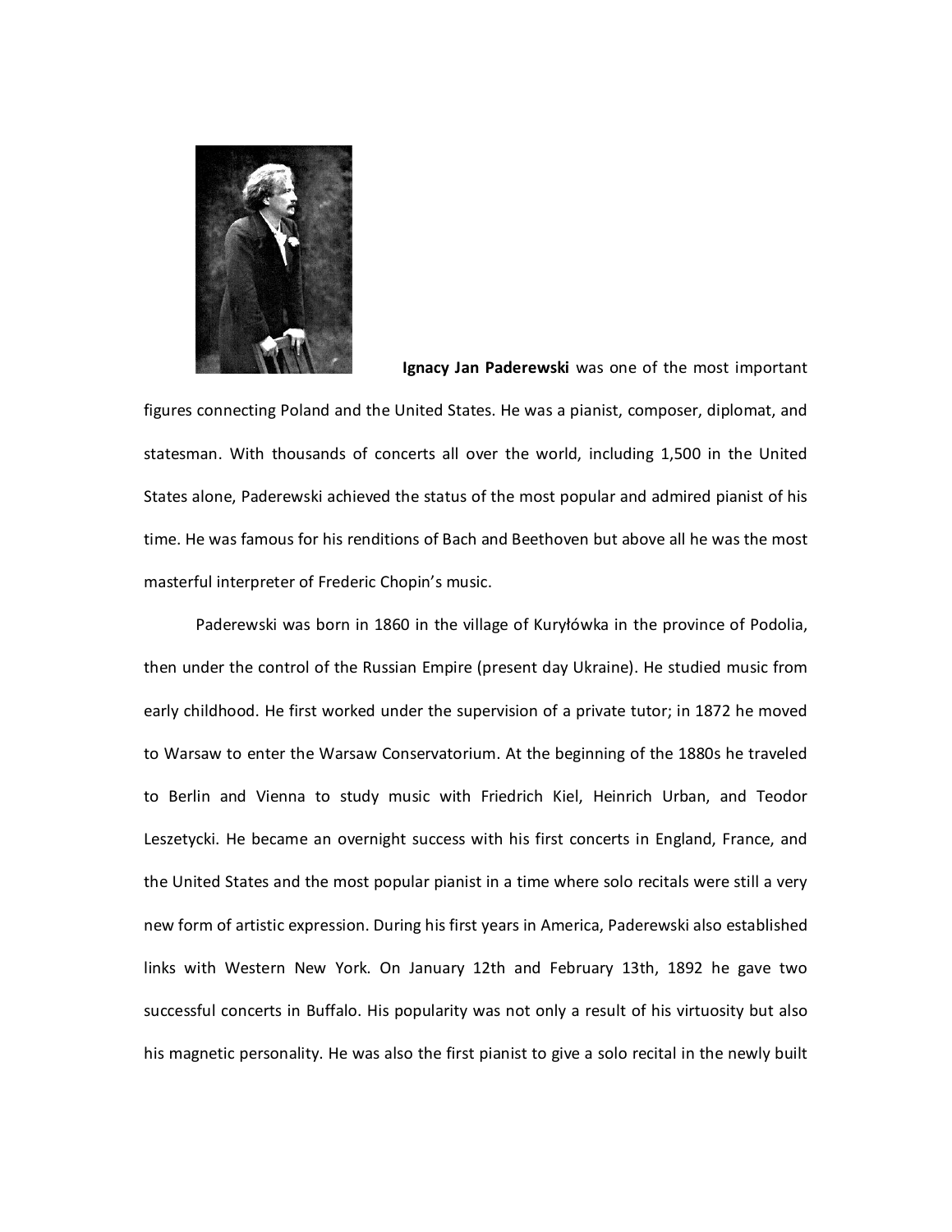**Ignacy Jan Paderewski** was one of the most important figures connecting Poland and the United States. He was a pianist, composer, diplomat, and statesman. With thousands of concerts all over the world, including 1,500 in the United States alone, Paderewski achieved the status of the most popular and admired pianist of his time. He was famous for his renditions of Bach and Beethoven but above all he was the most masterful interpreter of Frederic Chopin's music.

Paderewski was born in 1860 in the village of Kuryłówka in the province of Podolia, then under the control of the Russian Empire (present day Ukraine). He studied music from early childhood. He first worked under the supervision of a private tutor; in 1872 he moved to Warsaw to enter the Warsaw Conservatorium. At the beginning of the 1880s he traveled to Berlin and Vienna to study music with Friedrich Kiel, Heinrich Urban, and Teodor Leszetycki. He became an overnight success with his first concerts in England, France, and the United States and the most popular pianist in a time where solo recitals were still a very new form of artistic expression. During his first years in America, Paderewski also established links with Western New York. On January 12th and February 13th, 1892 he gave two successful concerts in Buffalo. His popularity was not only a result of his virtuosity but also his magnetic personality. He was also the first pianist to give a solo recital in the newly built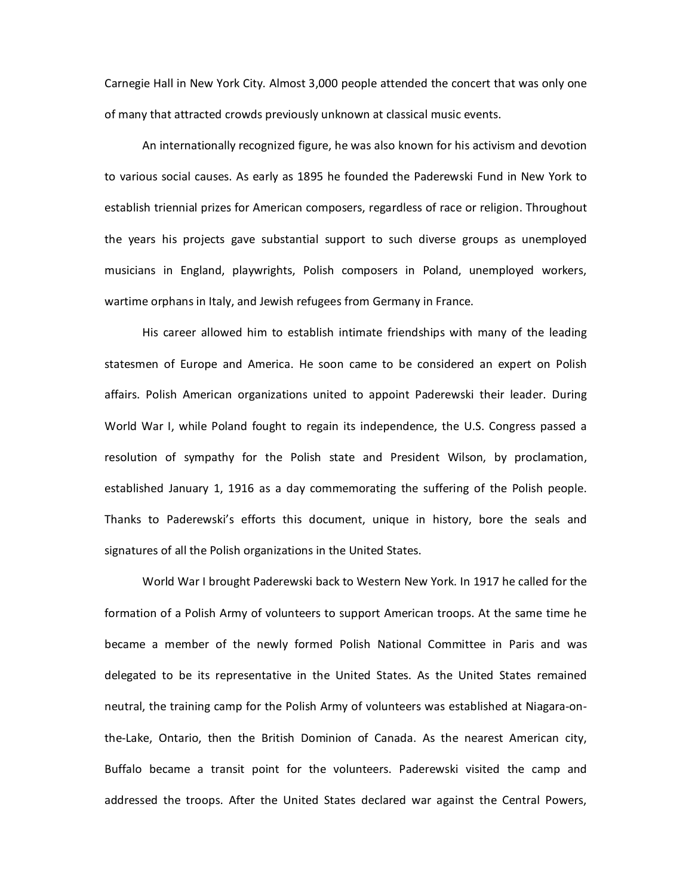Carnegie Hall in New York City. Almost 3,000 people attended the concert that was only one of many that attracted crowds previously unknown at classical music events.

An internationally recognized figure, he was also known for his activism and devotion to various social causes. As early as 1895 he founded the Paderewski Fund in New York to establish triennial prizes for American composers, regardless of race or religion. Throughout the years his projects gave substantial support to such diverse groups as unemployed musicians in England, playwrights, Polish composers in Poland, unemployed workers, wartime orphans in Italy, and Jewish refugees from Germany in France.

His career allowed him to establish intimate friendships with many of the leading statesmen of Europe and America. He soon came to be considered an expert on Polish affairs. Polish American organizations united to appoint Paderewski their leader. During World War I, while Poland fought to regain its independence, the U.S. Congress passed a resolution of sympathy for the Polish state and President Wilson, by proclamation, established January 1, 1916 as a day commemorating the suffering of the Polish people. Thanks to Paderewski's efforts this document, unique in history, bore the seals and signatures of all the Polish organizations in the United States.

World War I brought Paderewski back to Western New York. In 1917 he called for the formation of a Polish Army of volunteers to support American troops. At the same time he became a member of the newly formed Polish National Committee in Paris and was delegated to be its representative in the United States. As the United States remained neutral, the training camp for the Polish Army of volunteers was established at Niagara-on-the-Lake, Ontario, then the British Dominion of Canada. As the nearest American city, Buffalo became a transit point for the volunteers. Paderewski visited the camp and addressed the troops. After the United States declared war against the Central Powers,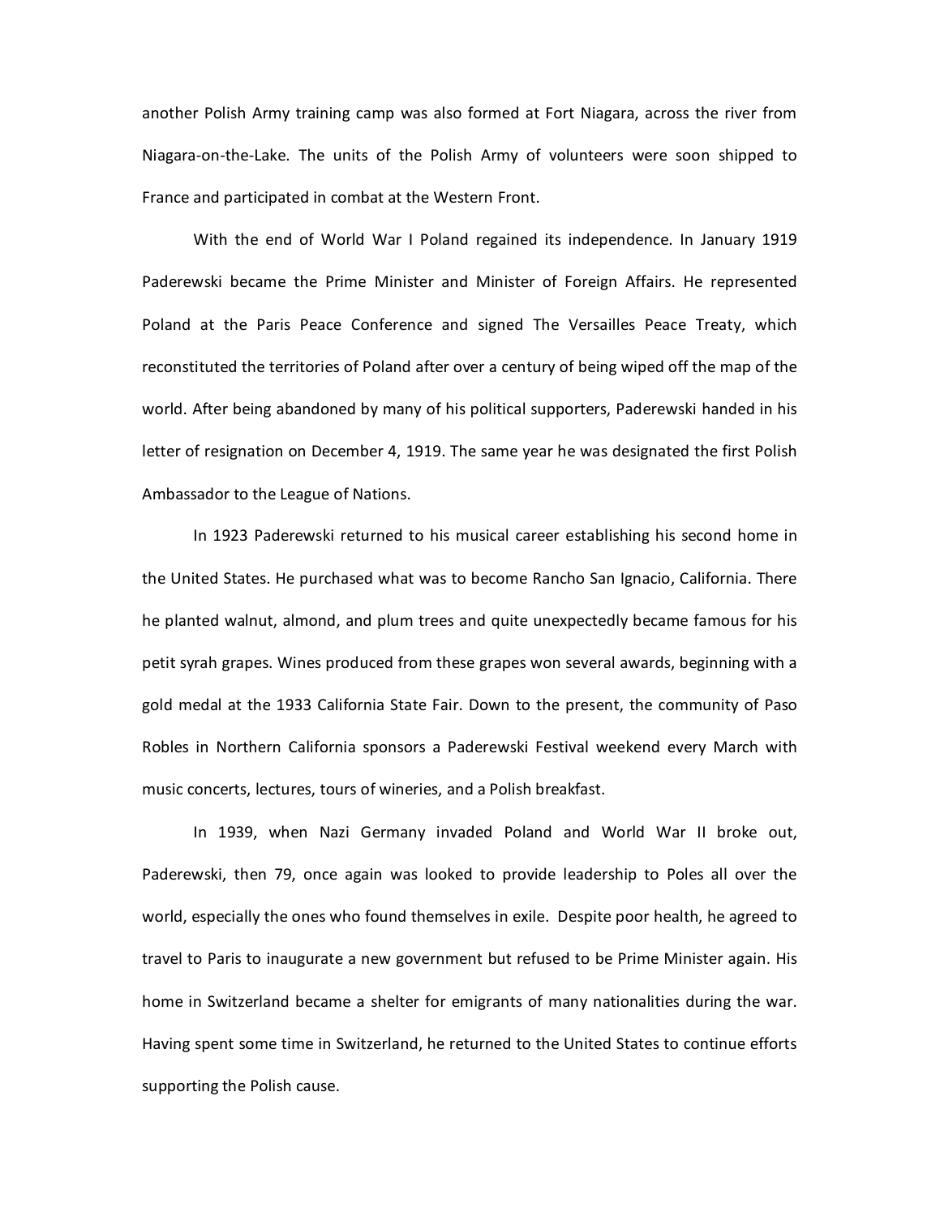another Polish Army training camp was also formed at Fort Niagara, across the river from Niagara-on-the-Lake. The units of the Polish Army of volunteers were soon shipped to France and participated in combat at the Western Front.

With the end of World War I Poland regained its independence. In January 1919 Paderewski became the Prime Minister and Minister of Foreign Affairs. He represented Poland at the Paris Peace Conference and signed The Versailles Peace Treaty, which reconstituted the territories of Poland after over a century of being wiped off the map of the world. After being abandoned by many of his political supporters, Paderewski handed in his letter of resignation on December 4, 1919. The same year he was designated the first Polish Ambassador to the League of Nations.

In 1923 Paderewski returned to his musical career establishing his second home in the United States. He purchased what was to become Rancho San Ignacio, California. There he planted walnut, almond, and plum trees and quite unexpectedly became famous for his petit syrah grapes. Wines produced from these grapes won several awards, beginning with a gold medal at the 1933 California State Fair. Down to the present, the community of Paso Robles in Northern California sponsors a Paderewski Festival weekend every March with music concerts, lectures, tours of wineries, and a Polish breakfast.

In 1939, when Nazi Germany invaded Poland and World War II broke out, Paderewski, then 79, once again was looked to provide leadership to Poles all over the world, especially the ones who found themselves in exile. Despite poor health, he agreed to travel to Paris to inaugurate a new government but refused to be Prime Minister again. His home in Switzerland became a shelter for emigrants of many nationalities during the war. Having spent some time in Switzerland, he returned to the United States to continue efforts supporting the Polish cause.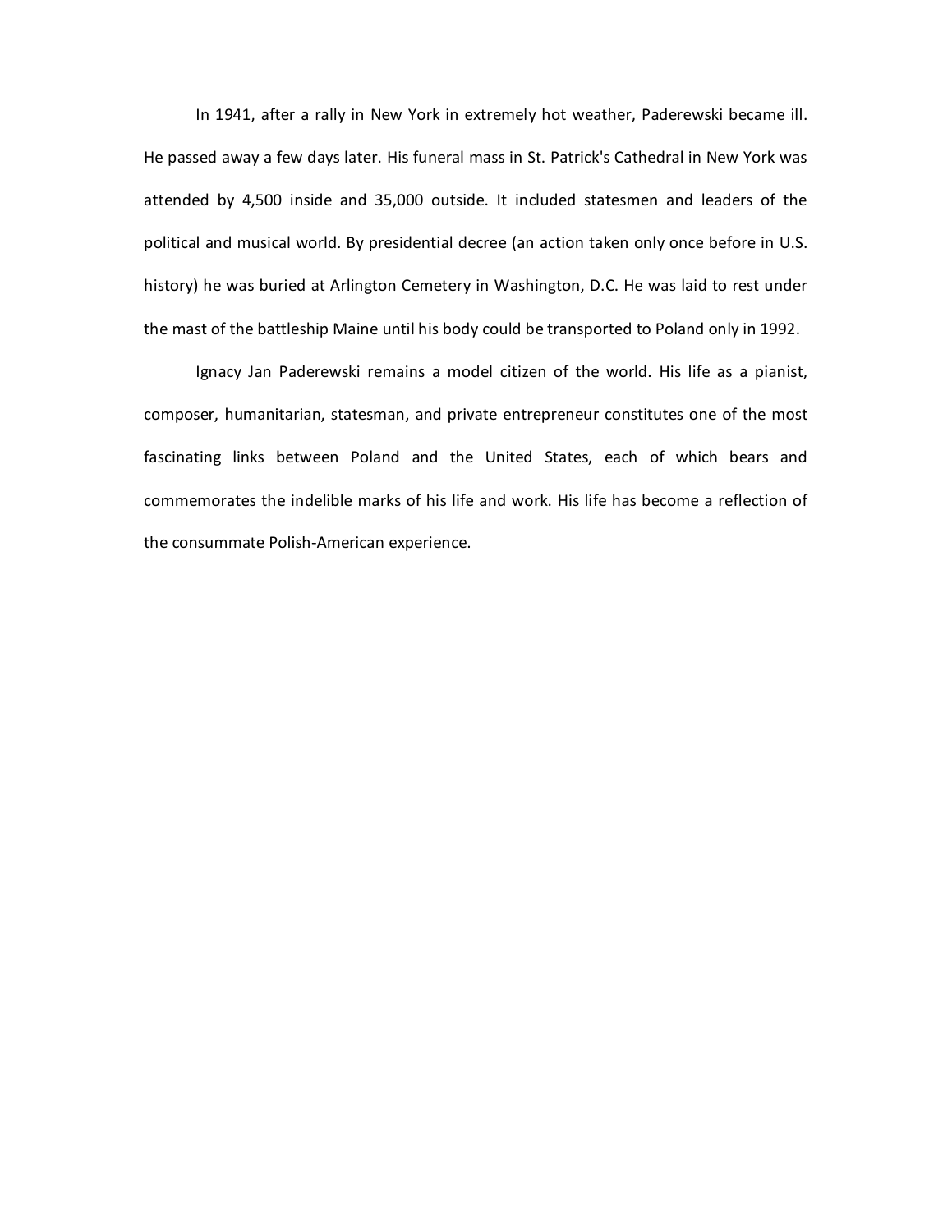In 1941, after a rally in New York in extremely hot weather, Paderewski became ill. He passed away a few days later. His funeral mass in St. Patrick's Cathedral in New York was attended by 4,500 inside and 35,000 outside. It included statesmen and leaders of the political and musical world. By presidential decree (an action taken only once before in U.S. history) he was buried at Arlington Cemetery in Washington, D.C. He was laid to rest under the mast of the battleship Maine until his body could be transported to Poland only in 1992.

Ignacy Jan Paderewski remains a model citizen of the world. His life as a pianist, composer, humanitarian, statesman, and private entrepreneur constitutes one of the most fascinating links between Poland and the United States, each of which bears and commemorates the indelible marks of his life and work. His life has become a reflection of the consummate Polish-American experience.